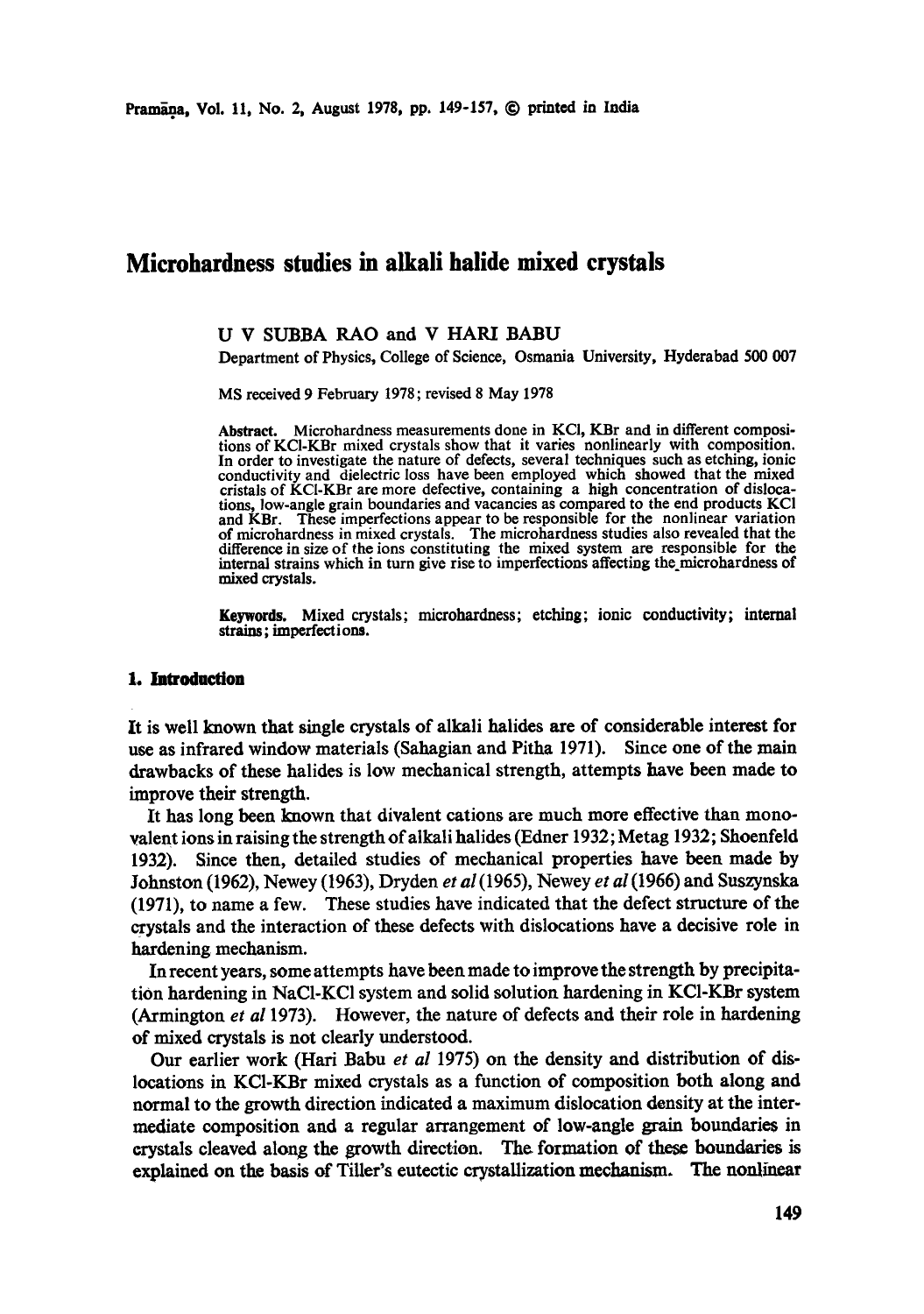# Microhardness studies in alkali halide mixed crystals

U V SUBBA RAO and V HARI BABU

Department of Physics, College of Science, Osmania University, Hyderabad 500 007

MS received 9 February 1978; revised 8 May 1978

**Abstract.** Microhardness measurements done in KCl, KBr and in different compositions of KCl-KBr mixed crystals show that it varies nonlinearly with composition. In order to investigate the nature of defects, several techniques such as etching, ionic conductivity and dielectric loss have been employed which showed that the mixed cristals of KCl-KBr are more defective, containing a high concentration of dislocations, low-angle grain boundaries and vacancies as compared to the end products KCl and KBr. These imperfections appear to be responsible for the nonlinear variation of microhardness in mixed crystals. The microhardness studies also revealed that the difference in size of the ions constituting the mixed system are responsible for the internal strains which in turn give rise to imperfections affecting the microhardness of mixed crystals.

**Keywords.** Mixed crystals; microhardness; etching; ionic conductivity; internal strains; imperfections.

## 1. Introduction

It is well known that single crystals of alkali halides are of considerable interest for use as infrared window materials (Sahagian and Pitha 1971). Since one of the main drawbacks of these halides is low mechanical strength, attempts have been made to improve their strength.

It has long been known that divalent cations are much more effective than monovalent ions in raising the strength of alkali halides (Edner 1932; Metag 1932; Shoenfeld 1932). Since then, detailed studies of mechanical properties have been made by Johnston (1962), Newey (1963), Dryden *et al* (1965), Newey *et al* (1966) and Suszynska (1971), to name a few. These studies have indicated that the defect structure of the crystals and the interaction of these defects with dislocations have a decisive role in hardening mechanism.

In recent years, some attempts have been made to improve the strength by precipitation hardening in NaCl-KCl system and solid solution hardening in KCl-KBr system (Armington *et al* 1973). However, the nature of defects and their role in hardening of mixed crystals is not clearly understood.

Our earlier work (Hari Babu *et al* 1975) on the density and distribution of dislocations in KCl-KBr mixed crystals as a function of composition both along and normal to the growth direction indicated a maximum dislocation density at the intermediate composition and a regular arrangement of low-angle grain boundaries in crystals cleaved along the growth direction. The formation of these boundaries is explained on the basis of Tiller's eutectic crystallization mechanism. The nonlinear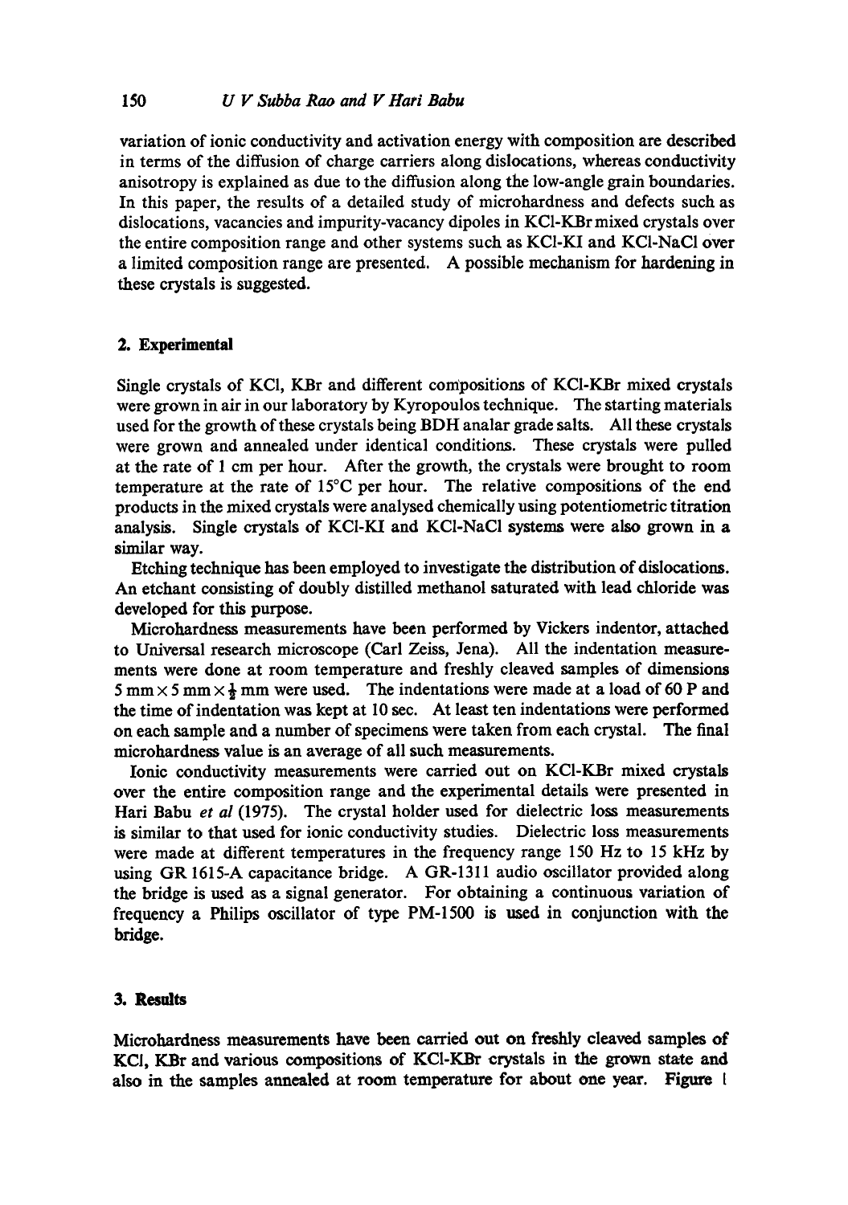variation of ionic conductivity and activation energy with composition are described in terms of the diffusion of charge carriers along dislocations, whereas conductivity anisotropy is explained as due to the diffusion along the low-angle grain boundaries. In this paper, the results of a detailed study of microhardness and defects such as dislocations, vacancies and impurity-vacancy dipoles in KCl-KBr mixed crystals over the entire composition range and other systems such as KCl-KI and KCl-NaCl over a limited composition range are presented. A possible mechanism for hardening in these crystals is suggested.

## 2. Experimental

Single crystals of KCl, KBr and different compositions of KCl-KBr mixed crystals were grown in air in our laboratory by Kyropoulos technique. The starting materials used for the growth of these crystals being BDH analar grade salts. All these crystals were grown and annealed under identical conditions. These crystals were pulled at the rate of 1 cm per hour. After the growth, the crystals were brought to room temperature at the rate of 15°C per hour. The relative compositions of the end products in the mixed crystals were analysed chemically using potentiometric titration analysis. Single crystals of KCl-KI and KCl-NaCl systems were also grown in a similar way.

Etching technique has been employed to investigate the distribution of dislocations. An etchant consisting of doubly distilled methanol saturated with lead chloride was developed for this purpose.

Microhardness measurements have been performed by Vickers indentor, attached to Universal research microscope (Carl Zeiss, Jena). All the indentation measurements were done at room temperature and freshly cleaved samples of dimensions 5 mm × 5 mm × ½ mm were used. The indentations were made at a load of 60 P and the time of indentation was kept at 10 sec. At least ten indentations were performed on each sample and a number of specimens were taken from each crystal. The final microhardness value is an average of all such measurements.

Ionic conductivity measurements were carried out on KCl-KBr mixed crystals over the entire composition range and the experimental details were presented in Hari Babu *et al* (1975). The crystal holder used for dielectric loss measurements is similar to that used for ionic conductivity studies. Dielectric loss measurements were made at different temperatures in the frequency range 150 Hz to 15 kHz by using GR 1615-A capacitance bridge. A GR-1311 audio oscillator provided along the bridge is used as a signal generator. For obtaining a continuous variation of frequency a Philips oscillator of type PM-1500 is used in conjunction with the bridge.

## 3. Results

Microhardness measurements have been carried out on freshly cleaved samples of KCl, KBr and various compositions of KCl-KBr crystals in the grown state and also in the samples annealed at room temperature for about one year. Figure 1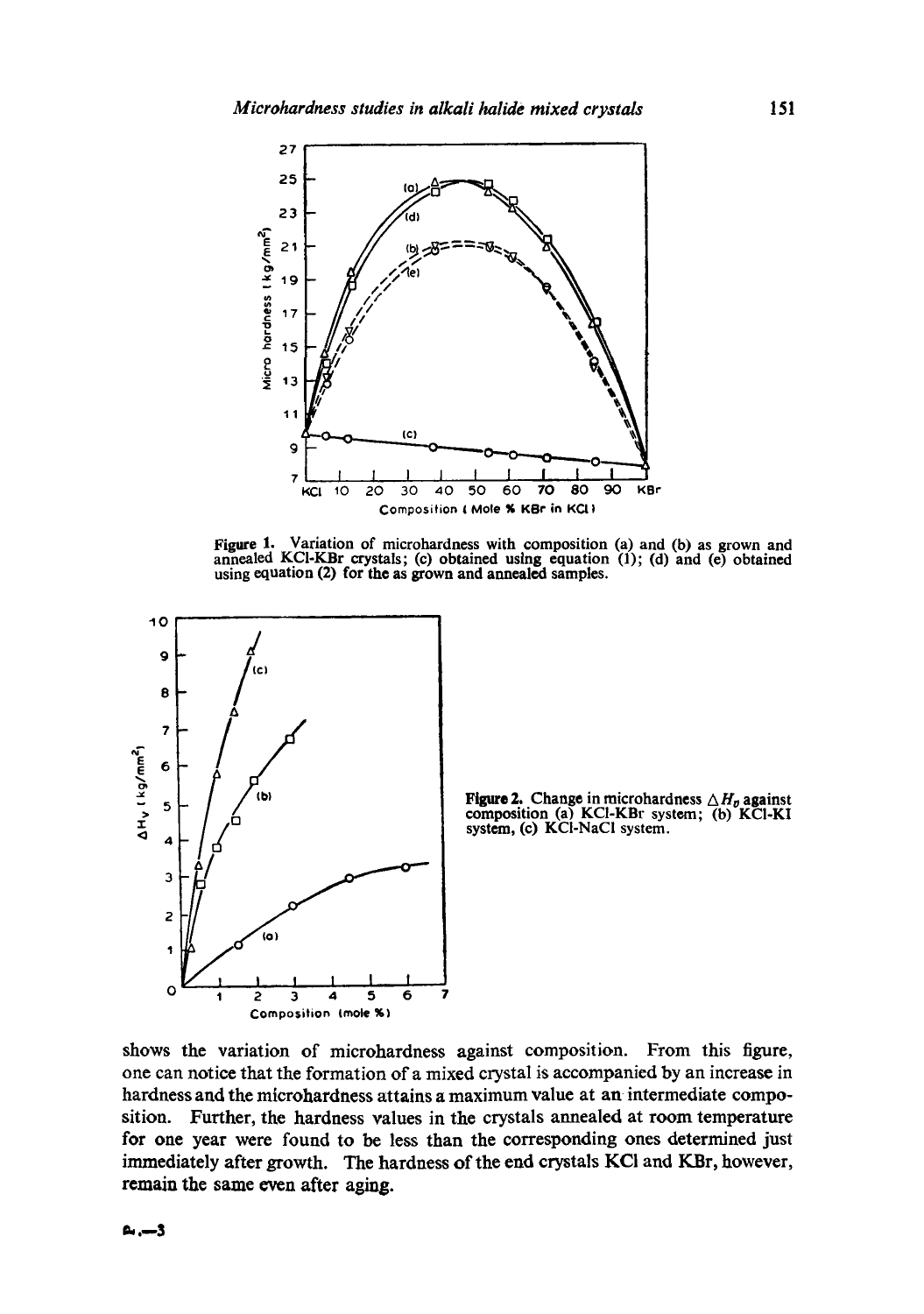**Figure 1.** Variation of microhardness with composition (a) and (b) as grown and annealed KCl-KBr crystals; (c) obtained using equation (1); (d) and (e) obtained using equation (2) for the as grown and annealed samples.

**Figure 2.** Change in microhardness $\Delta H_v$ against composition (a) KCl-KBr system; (b) KCl-KI system, (c) KCl-NaCl system.

shows the variation of microhardness against composition. From this figure, one can notice that the formation of a mixed crystal is accompanied by an increase in hardness and the microhardness attains a maximum value at an intermediate composition. Further, the hardness values in the crystals annealed at room temperature for one year were found to be less than the corresponding ones determined just immediately after growth. The hardness of the end crystals KCl and KBr, however, remain the same even after aging.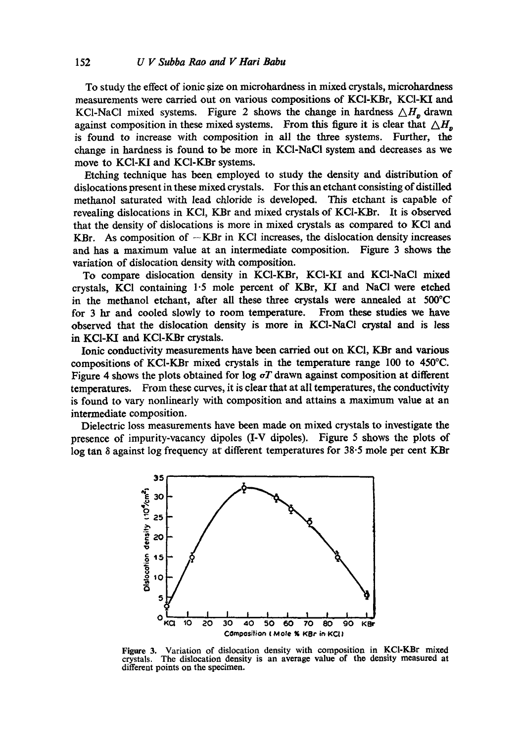To study the effect of ionic size on microhardness in mixed crystals, microhardness measurements were carried out on various compositions of KCl-KBr, KCl-KI and KCl-NaCl mixed systems. Figure 2 shows the change in hardness $\triangle H_v$ drawn against composition in these mixed systems. From this figure it is clear that $\triangle H_v$ is found to increase with composition in all the three systems. Further, the change in hardness is found to be more in KCl-NaCl system and decreases as we move to KCl-KI and KCl-KBr systems.

Etching technique has been employed to study the density and distribution of dislocations present in these mixed crystals. For this an etchant consisting of distilled methanol saturated with lead chloride is developed. This etchant is capable of revealing dislocations in KCl, KBr and mixed crystals of KCl-KBr. It is observed that the density of dislocations is more in mixed crystals as compared to KCl and KBr. As composition of —KBr in KCl increases, the dislocation density increases and has a maximum value at an intermediate composition. Figure 3 shows the variation of dislocation density with composition.

To compare dislocation density in KCl-KBr, KCl-KI and KCl-NaCl mixed crystals, KCl containing 1·5 mole percent of KBr, KI and NaCl were etched in the methanol etchant, after all these three crystals were annealed at 500°C for 3 hr and cooled slowly to room temperature. From these studies we have observed that the dislocation density is more in KCl-NaCl crystal and is less in KCl-KI and KCl-KBr crystals.

Ionic conductivity measurements have been carried out on KCl, KBr and various compositions of KCl-KBr mixed crystals in the temperature range 100 to 450°C. Figure 4 shows the plots obtained for log $\sigma T$ drawn against composition at different temperatures. From these curves, it is clear that at all temperatures, the conductivity is found to vary nonlinearly with composition and attains a maximum value at an intermediate composition.

Dielectric loss measurements have been made on mixed crystals to investigate the presence of impurity-vacancy dipoles (I-V dipoles). Figure 5 shows the plots of log tan $\delta$ against log frequency at different temperatures for 38·5 mole per cent KBr

**Figure 3.** Variation of dislocation density with composition in KCl-KBr mixed crystals. The dislocation density is an average value of the density measured at different points on the specimen.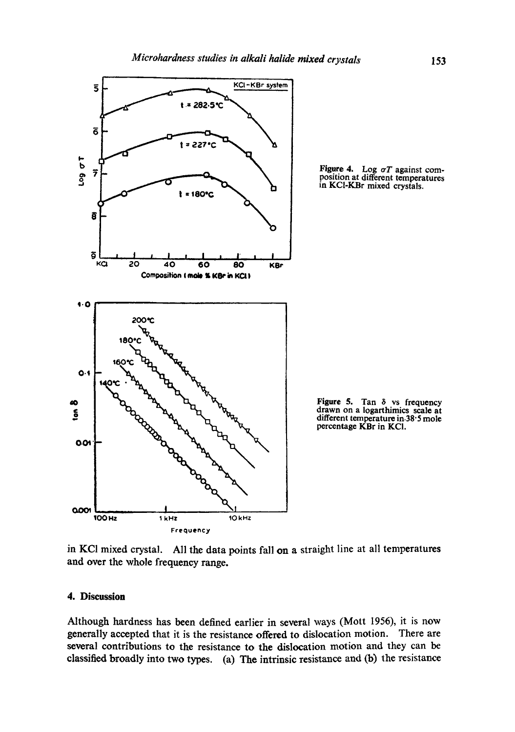Figure 4. Log $\sigma T$ against composition at different temperatures in KCl-KBr mixed crystals.

Figure 5. Tan $\delta$ vs frequency drawn on a logarthimics scale at different temperature in 38·5 mole percentage KBr in KCl.

in KCl mixed crystal. All the data points fall on a straight line at all temperatures and over the whole frequency range.

## 4. Discussion

Although hardness has been defined earlier in several ways (Mott 1956), it is now generally accepted that it is the resistance offered to dislocation motion. There are several contributions to the resistance to the dislocation motion and they can be classified broadly into two types. (a) The intrinsic resistance and (b) the resistance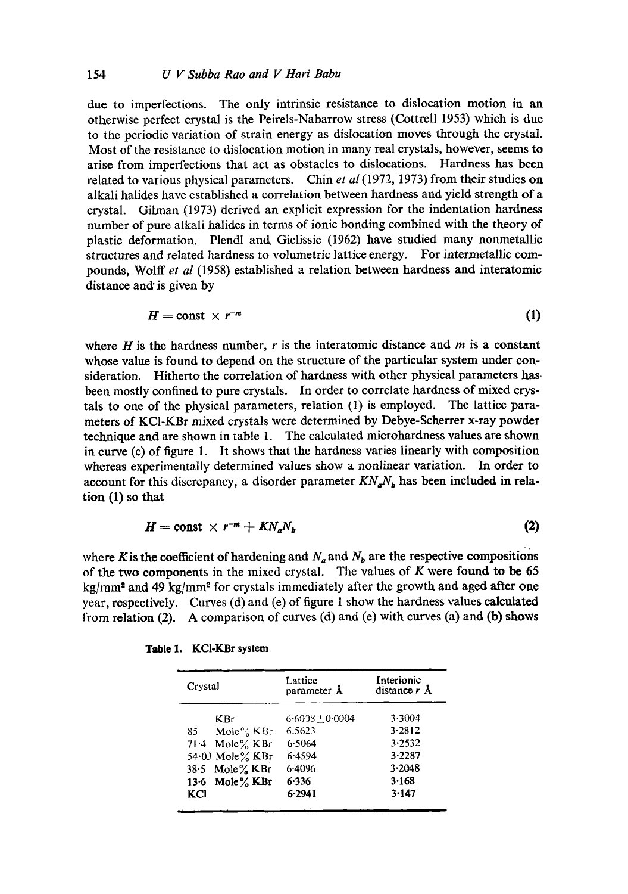due to imperfections. The only intrinsic resistance to dislocation motion in an otherwise perfect crystal is the Peirels-Nabarrow stress (Cottrell 1953) which is due to the periodic variation of strain energy as dislocation moves through the crystal. Most of the resistance to dislocation motion in many real crystals, however, seems to arise from imperfections that act as obstacles to dislocations. Hardness has been related to various physical parameters. Chin *et al* (1972, 1973) from their studies on alkali halides have established a correlation between hardness and yield strength of a crystal. Gilman (1973) derived an explicit expression for the indentation hardness number of pure alkali halides in terms of ionic bonding combined with the theory of plastic deformation. Plendl and Gielissie (1962) have studied many nonmetallic structures and related hardness to volumetric lattice energy. For intermetallic compounds, Wolff *et al* (1958) established a relation between hardness and interatomic distance and is given by

$$H = \text{const} \times r^{-m} \tag{1}$$

where $H$ is the hardness number, $r$ is the interatomic distance and $m$ is a constant whose value is found to depend on the structure of the particular system under consideration. Hitherto the correlation of hardness with other physical parameters has been mostly confined to pure crystals. In order to correlate hardness of mixed crystals to one of the physical parameters, relation (1) is employed. The lattice parameters of KCl-KBr mixed crystals were determined by Debye-Scherrer x-ray powder technique and are shown in table 1. The calculated microhardness values are shown in curve (c) of figure 1. It shows that the hardness varies linearly with composition whereas experimentally determined values show a nonlinear variation. In order to account for this discrepancy, a disorder parameter $KN_aN_b$ has been included in relation (1) so that

$$H = \text{const} \times r^{-m} + KN_aN_b \tag{2}$$

where $K$ is the coefficient of hardening and $N_a$ and $N_b$ are the respective compositions of the two components in the mixed crystal. The values of $K$ were found to be 65 kg/mm² and 49 kg/mm² for crystals immediately after the growth and aged after one year, respectively. Curves (d) and (e) of figure 1 show the hardness values calculated from relation (2). A comparison of curves (d) and (e) with curves (a) and (b) shows

**Table 1.** KCl-KBr system

| Crystal | Lattice parameter Å | Interionic distance $r$ Å |
|---|---|---|
| KBr | 6·6008±0·0004 | 3·3004 |
| 85 Mole% KBr | 6.5623 | 3·2812 |
| 71·4 Mole% KBr | 6·5064 | 3·2532 |
| 54·03 Mole% KBr | 6·4594 | 3·2287 |
| 38·5 Mole% KBr | 6·4096 | 3·2048 |
| 13·6 Mole% KBr | 6·336 | 3·168 |
| KCl | 6·2941 | 3·147 |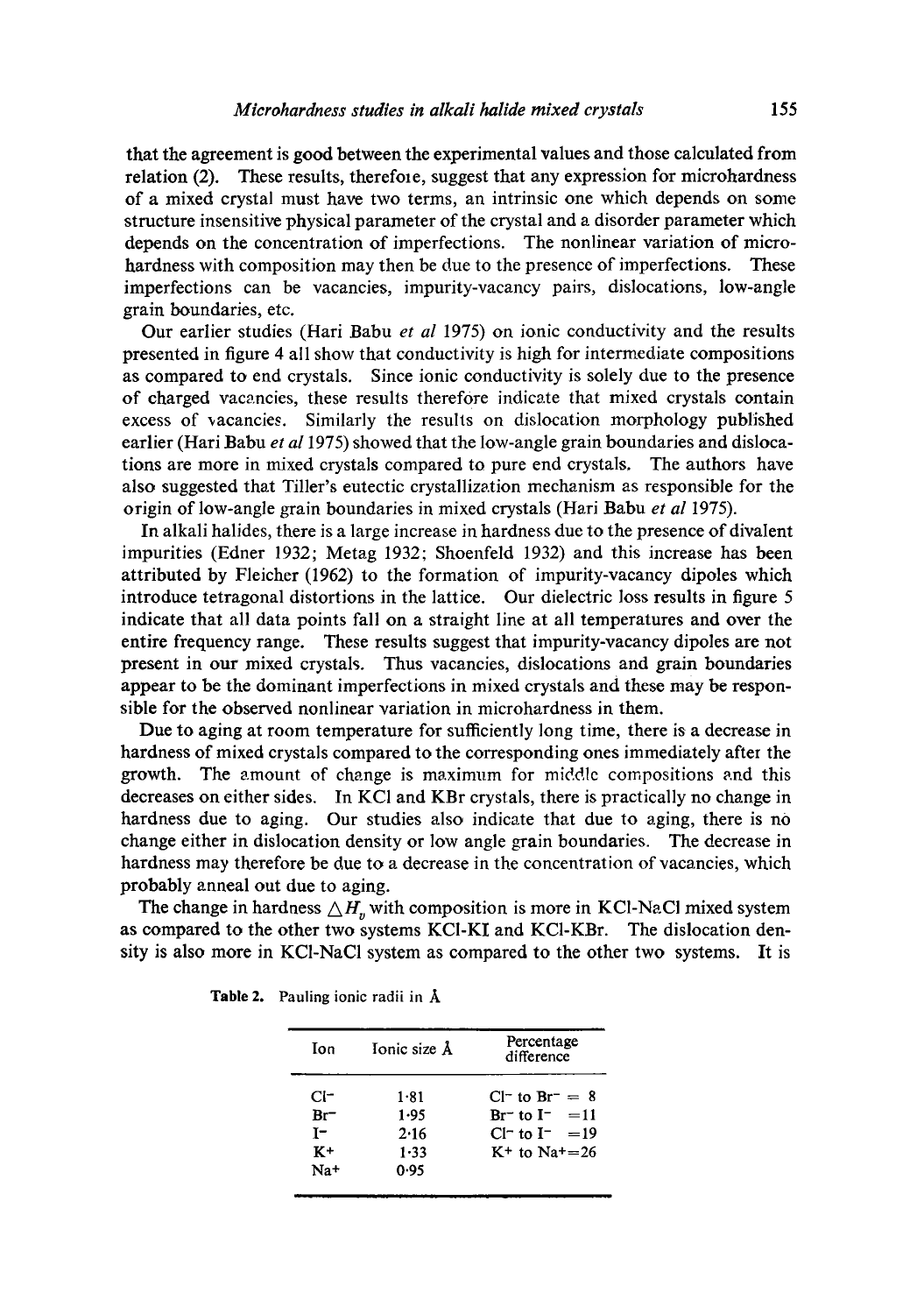that the agreement is good between the experimental values and those calculated from relation (2). These results, therefore, suggest that any expression for microhardness of a mixed crystal must have two terms, an intrinsic one which depends on some structure insensitive physical parameter of the crystal and a disorder parameter which depends on the concentration of imperfections. The nonlinear variation of microhardness with composition may then be due to the presence of imperfections. These imperfections can be vacancies, impurity-vacancy pairs, dislocations, low-angle grain boundaries, etc.

Our earlier studies (Hari Babu *et al* 1975) on ionic conductivity and the results presented in figure 4 all show that conductivity is high for intermediate compositions as compared to end crystals. Since ionic conductivity is solely due to the presence of charged vacancies, these results therefore indicate that mixed crystals contain excess of vacancies. Similarly the results on dislocation morphology published earlier (Hari Babu *et al* 1975) showed that the low-angle grain boundaries and dislocations are more in mixed crystals compared to pure end crystals. The authors have also suggested that Tiller's eutectic crystallization mechanism as responsible for the origin of low-angle grain boundaries in mixed crystals (Hari Babu *et al* 1975).

In alkali halides, there is a large increase in hardness due to the presence of divalent impurities (Edner 1932; Metag 1932; Shoenfeld 1932) and this increase has been attributed by Fleicher (1962) to the formation of impurity-vacancy dipoles which introduce tetragonal distortions in the lattice. Our dielectric loss results in figure 5 indicate that all data points fall on a straight line at all temperatures and over the entire frequency range. These results suggest that impurity-vacancy dipoles are not present in our mixed crystals. Thus vacancies, dislocations and grain boundaries appear to be the dominant imperfections in mixed crystals and these may be responsible for the observed nonlinear variation in microhardness in them.

Due to aging at room temperature for sufficiently long time, there is a decrease in hardness of mixed crystals compared to the corresponding ones immediately after the growth. The amount of change is maximum for middle compositions and this decreases on either sides. In KCl and KBr crystals, there is practically no change in hardness due to aging. Our studies also indicate that due to aging, there is no change either in dislocation density or low angle grain boundaries. The decrease in hardness may therefore be due to a decrease in the concentration of vacancies, which probably anneal out due to aging.

The change in hardness $\triangle H_v$ with composition is more in KCl-NaCl mixed system as compared to the other two systems KCl-KI and KCl-KBr. The dislocation density is also more in KCl-NaCl system as compared to the other two systems. It is

**Table 2.** Pauling ionic radii in Å

| Ion | Ionic size Å | Percentage difference |
|---|---|---|
| $Cl^-$ | 1·81 | $Cl^-$ to $Br^-$ = 8 |
| $Br^-$ | 1·95 | $Br^-$ to $I^-$ = 11 |
| $I^-$ | 2·16 | $Cl^-$ to $I^-$ = 19 |
| $K^+$ | 1·33 | $K^+$ to $Na^+$ = 26 |
| $Na^+$ | 0·95 | |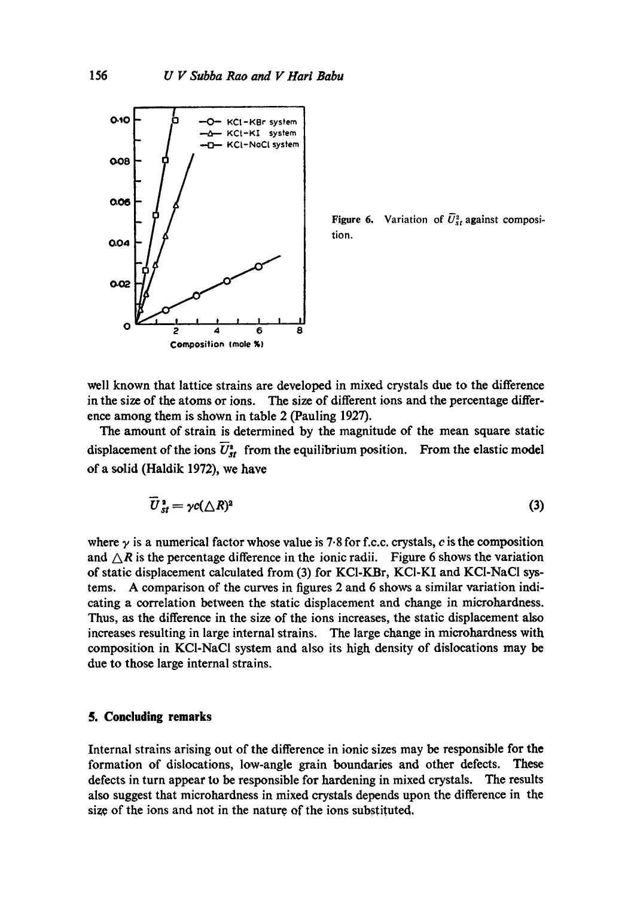Figure 6. Variation of $\overline{U}^2_{st}$ against composition.

well known that lattice strains are developed in mixed crystals due to the difference in the size of the atoms or ions. The size of different ions and the percentage difference among them is shown in table 2 (Pauling 1927).

The amount of strain is determined by the magnitude of the mean square static displacement of the ions $\overline{U}^2_{st}$ from the equilibrium position. From the elastic model of a solid (Haldik 1972), we have

$$\overline{U}^2_{st} = \gamma c(\triangle R)^2 \tag{3}$$

where $\gamma$ is a numerical factor whose value is 7·8 for f.c.c. crystals, $c$ is the composition and $\triangle R$ is the percentage difference in the ionic radii. Figure 6 shows the variation of static displacement calculated from (3) for KCl-KBr, KCl-KI and KCl-NaCl systems. A comparison of the curves in figures 2 and 6 shows a similar variation indicating a correlation between the static displacement and change in microhardness. Thus, as the difference in the size of the ions increases, the static displacement also increases resulting in large internal strains. The large change in microhardness with composition in KCl-NaCl system and also its high density of dislocations may be due to those large internal strains.

## 5. Concluding remarks

Internal strains arising out of the difference in ionic sizes may be responsible for the formation of dislocations, low-angle grain boundaries and other defects. These defects in turn appear to be responsible for hardening in mixed crystals. The results also suggest that microhardness in mixed crystals depends upon the difference in the size of the ions and not in the nature of the ions substituted.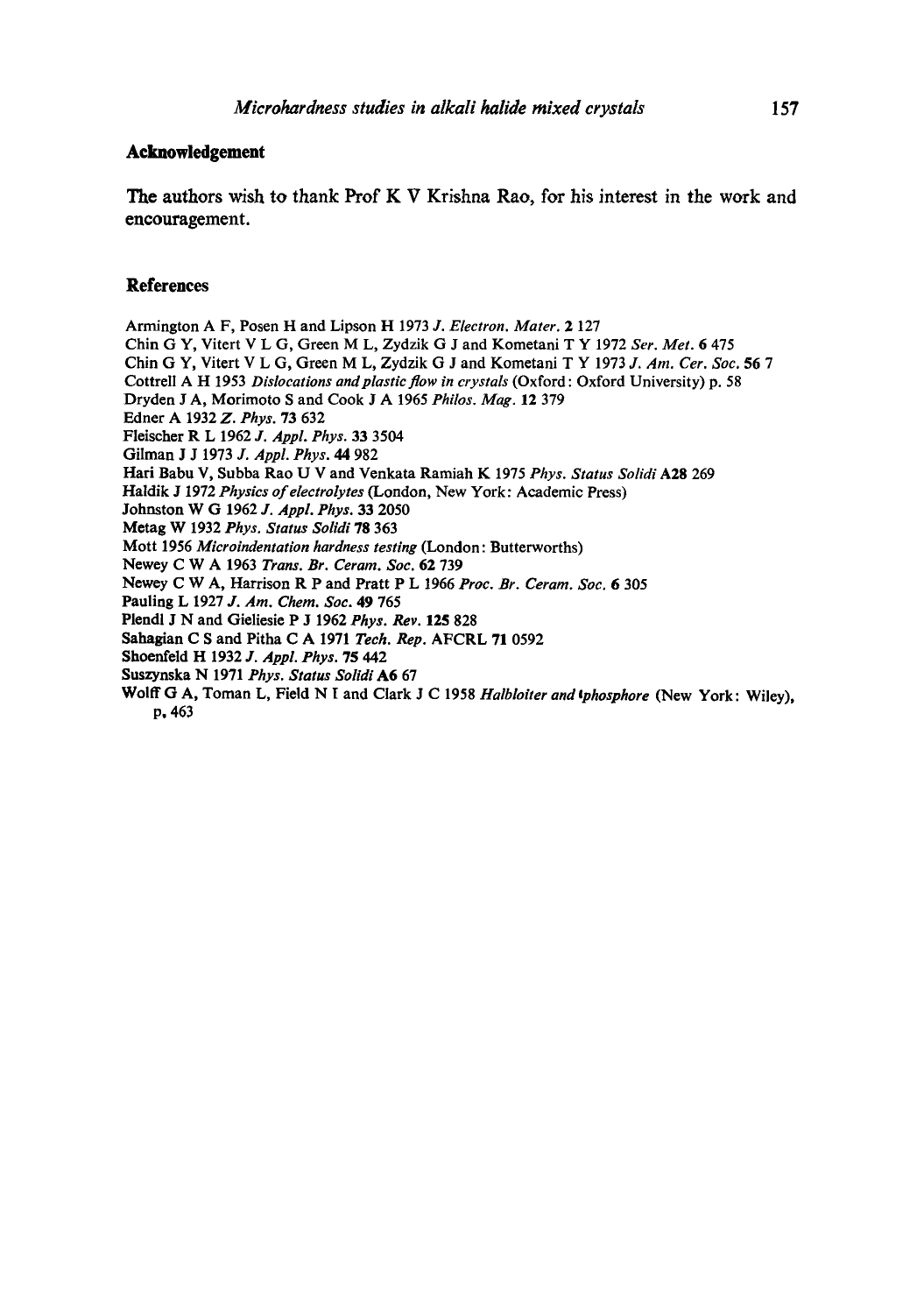## Acknowledgement

The authors wish to thank Prof K V Krishna Rao, for his interest in the work and encouragement.

## References

Armington A F, Posen H and Lipson H 1973 *J. Electron. Mater.* **2** 127

Chin G Y, Vitert V L G, Green M L, Zydzik G J and Kometani T Y 1972 *Ser. Met.* **6** 475

Chin G Y, Vitert V L G, Green M L, Zydzik G J and Kometani T Y 1973 *J. Am. Cer. Soc.* **56** 7

Cottrell A H 1953 *Dislocations and plastic flow in crystals* (Oxford: Oxford University) p. 58

Dryden J A, Morimoto S and Cook J A 1965 *Philos. Mag.* **12** 379

Edner A 1932 *Z. Phys.* **73** 632

Fleischer R L 1962 *J. Appl. Phys.* **33** 3504

Gilman J J 1973 *J. Appl. Phys.* **44** 982

Hari Babu V, Subba Rao U V and Venkata Ramiah K 1975 *Phys. Status Solidi* **A28** 269

Haldik J 1972 *Physics of electrolytes* (London, New York: Academic Press)

Johnston W G 1962 *J. Appl. Phys.* **33** 2050

Metag W 1932 *Phys. Status Solidi* **78** 363

Mott 1956 *Microindentation hardness testing* (London: Butterworths)

Newey C W A 1963 *Trans. Br. Ceram. Soc.* **62** 739

Newey C W A, Harrison R P and Pratt P L 1966 *Proc. Br. Ceram. Soc.* **6** 305

Pauling L 1927 *J. Am. Chem. Soc.* **49** 765

Plendl J N and Gieliesie P J 1962 *Phys. Rev.* **125** 828

Sahagian C S and Pitha C A 1971 *Tech. Rep.* AFCRL **71** 0592

Shoenfeld H 1932 *J. Appl. Phys.* **75** 442

Suszynska N 1971 *Phys. Status Solidi* **A6** 67

Wolff G A, Toman L, Field N I and Clark J C 1958 *Halbloiter and ɩphosphore* (New York: Wiley), p. 463